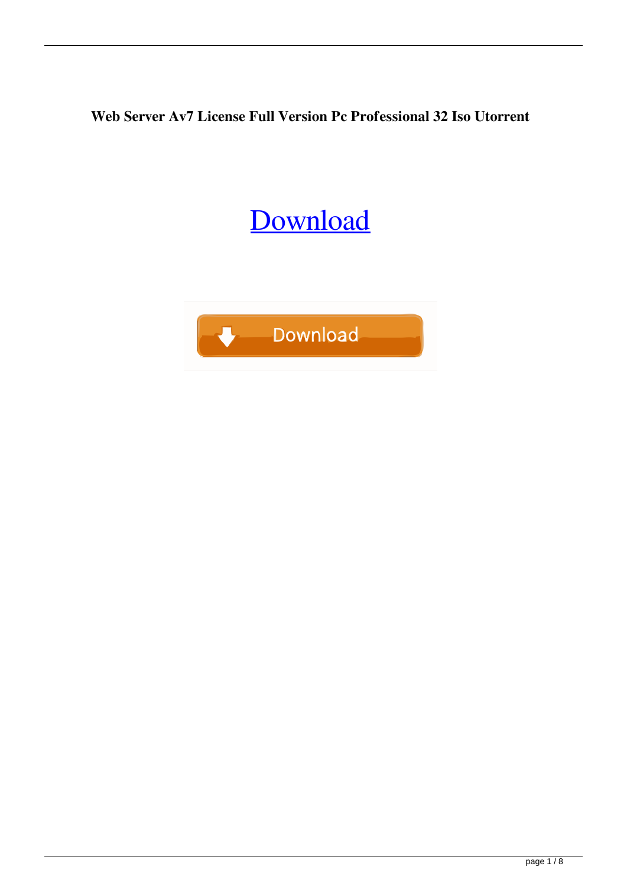**Web Server Av7 License Full Version Pc Professional 32 Iso Utorrent**

Download

Download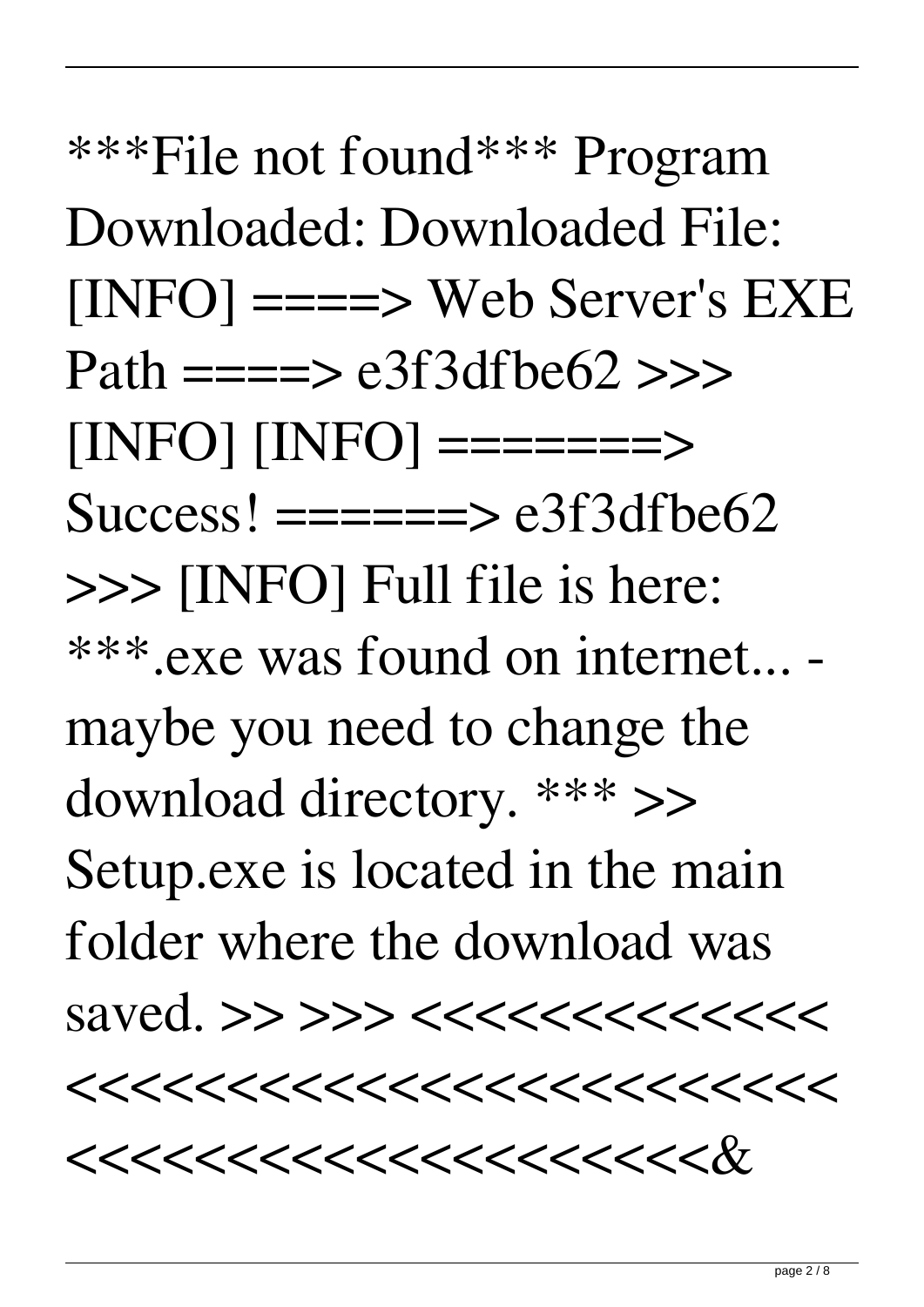***File not found*** Program Downloaded: Downloaded File: [INFO] ====> Web Server's EXE Path ====> e3f3dfbe62 >>> [INFO] [INFO] =======> Success! ======> e3f3dfbe62 >>> [INFO] Full file is here: ***.exe was found on internet... - maybe you need to change the download directory. *** >> Setup.exe is located in the main folder where the download was saved. >> >>> <<<<<<<<<<<<<< <<<<<<<<<<<<<<<<<<<<<<<<<< <<<<<<<<<<<<<<<<<<<<<<&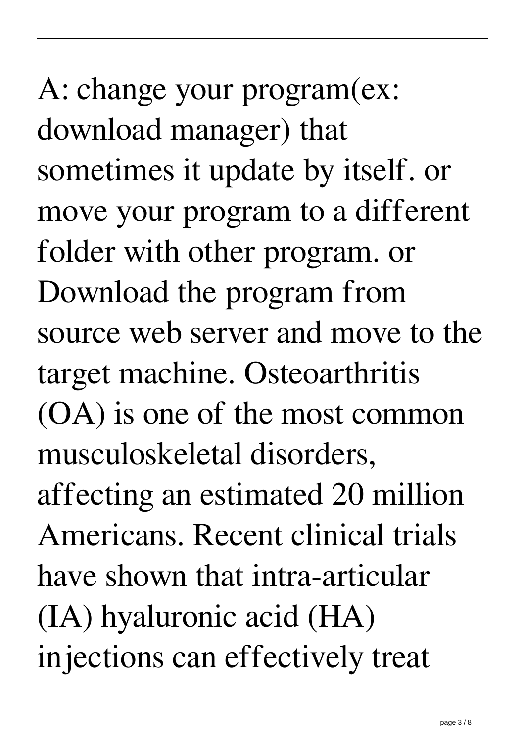A: change your program(ex: download manager) that sometimes it update by itself. or move your program to a different folder with other program. or Download the program from source web server and move to the target machine. Osteoarthritis (OA) is one of the most common musculoskeletal disorders, affecting an estimated 20 million Americans. Recent clinical trials have shown that intra-articular (IA) hyaluronic acid (HA) injections can effectively treat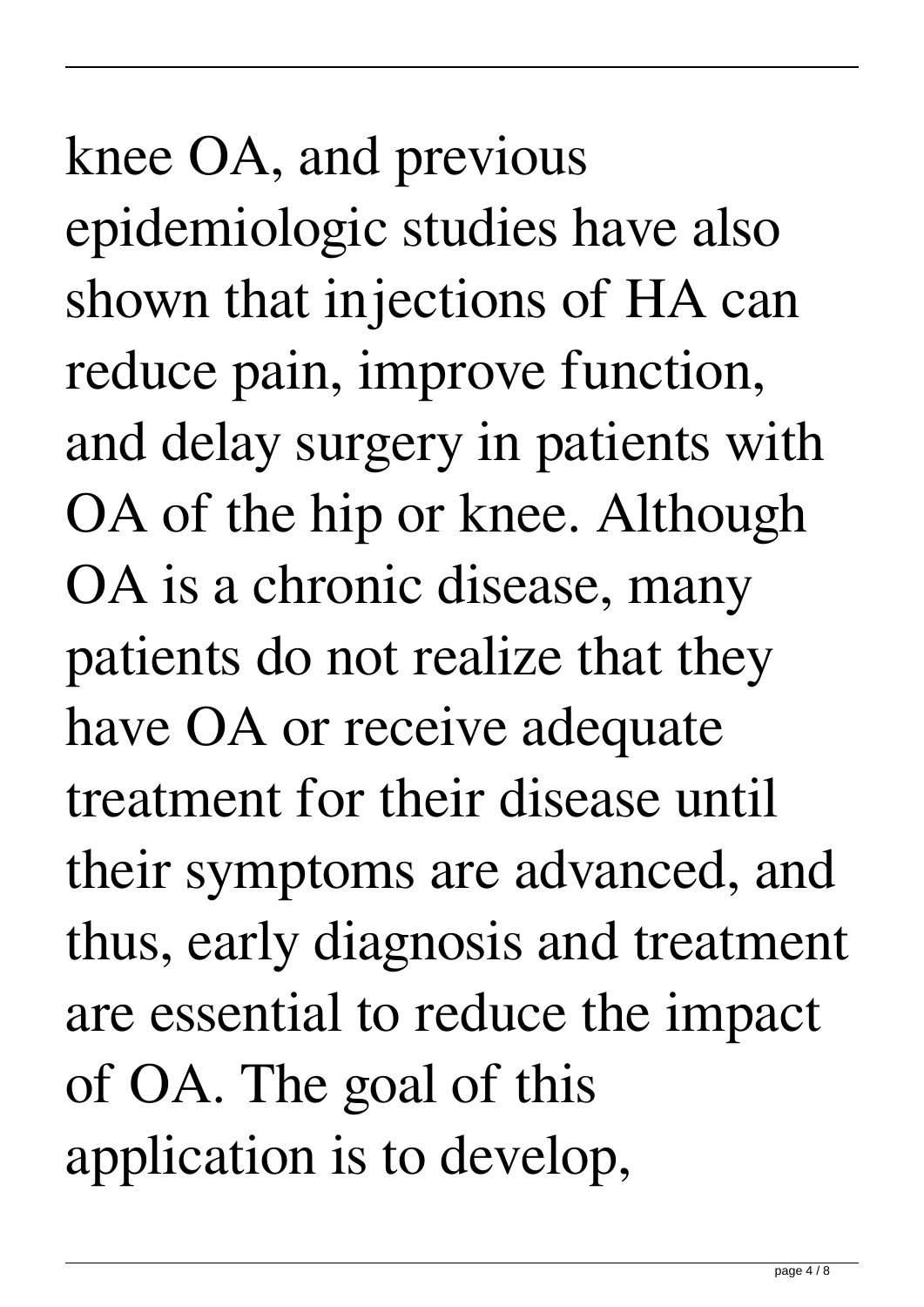knee OA, and previous epidemiologic studies have also shown that injections of HA can reduce pain, improve function, and delay surgery in patients with OA of the hip or knee. Although OA is a chronic disease, many patients do not realize that they have OA or receive adequate treatment for their disease until their symptoms are advanced, and thus, early diagnosis and treatment are essential to reduce the impact of OA. The goal of this application is to develop,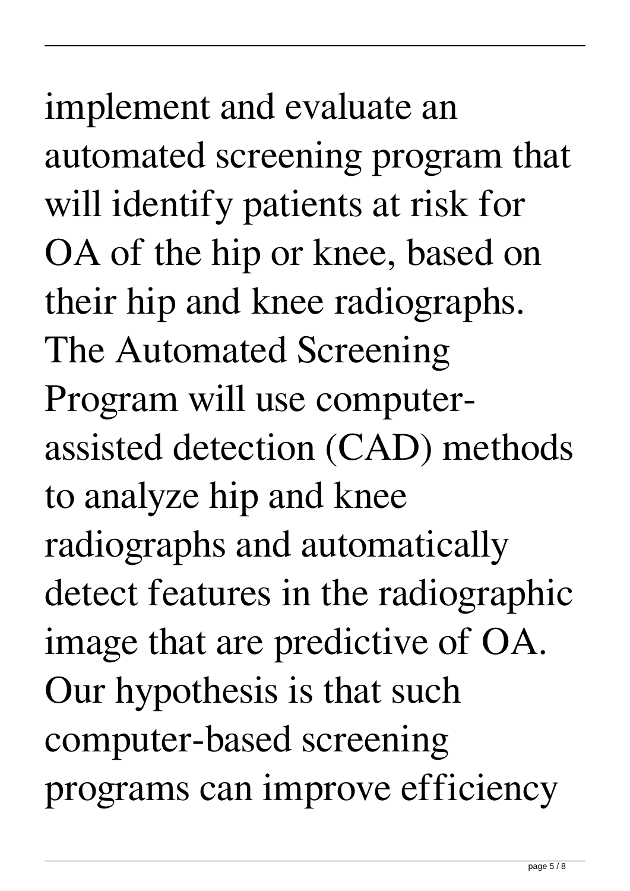implement and evaluate an automated screening program that will identify patients at risk for OA of the hip or knee, based on their hip and knee radiographs. The Automated Screening Program will use computer-assisted detection (CAD) methods to analyze hip and knee radiographs and automatically detect features in the radiographic image that are predictive of OA. Our hypothesis is that such computer-based screening programs can improve efficiency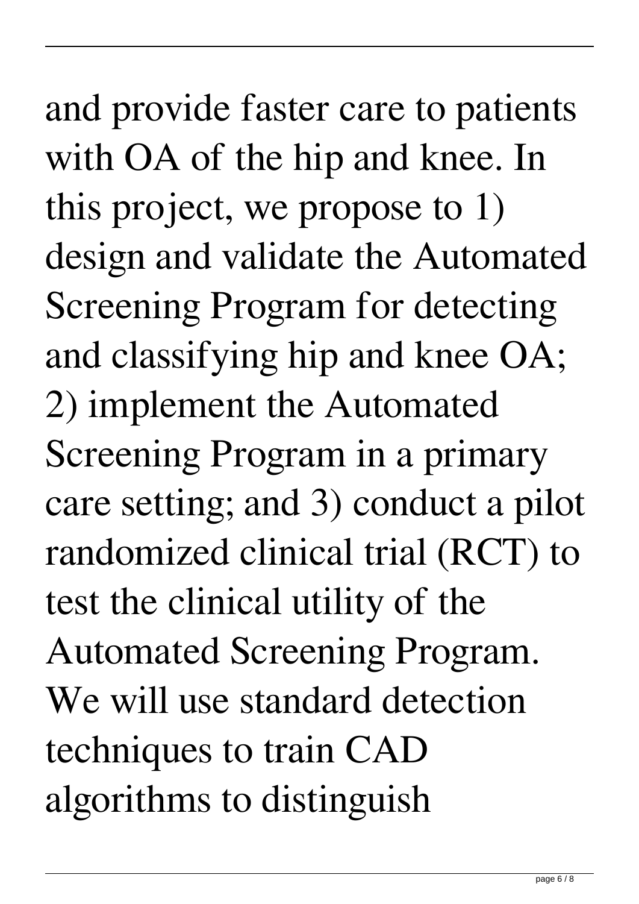and provide faster care to patients with OA of the hip and knee. In this project, we propose to 1) design and validate the Automated Screening Program for detecting and classifying hip and knee OA; 2) implement the Automated Screening Program in a primary care setting; and 3) conduct a pilot randomized clinical trial (RCT) to test the clinical utility of the Automated Screening Program. We will use standard detection techniques to train CAD algorithms to distinguish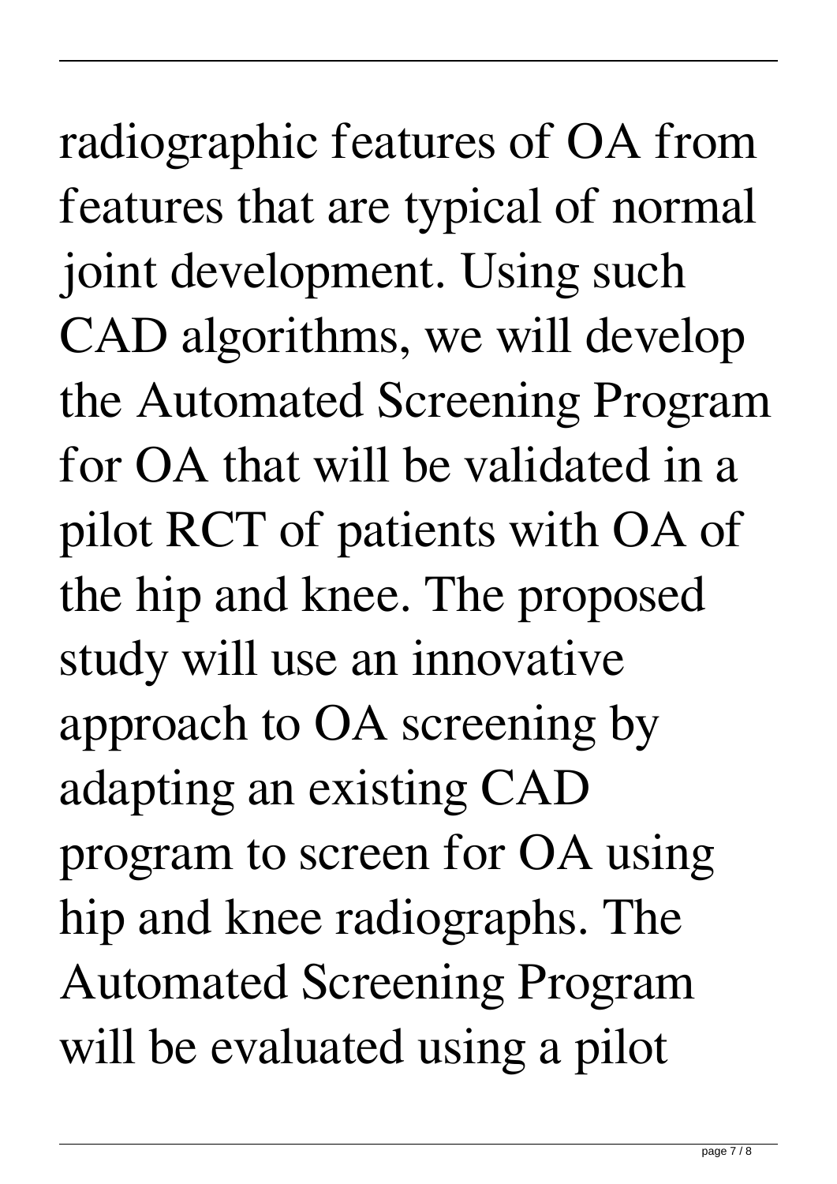radiographic features of OA from features that are typical of normal joint development. Using such CAD algorithms, we will develop the Automated Screening Program for OA that will be validated in a pilot RCT of patients with OA of the hip and knee. The proposed study will use an innovative approach to OA screening by adapting an existing CAD program to screen for OA using hip and knee radiographs. The Automated Screening Program will be evaluated using a pilot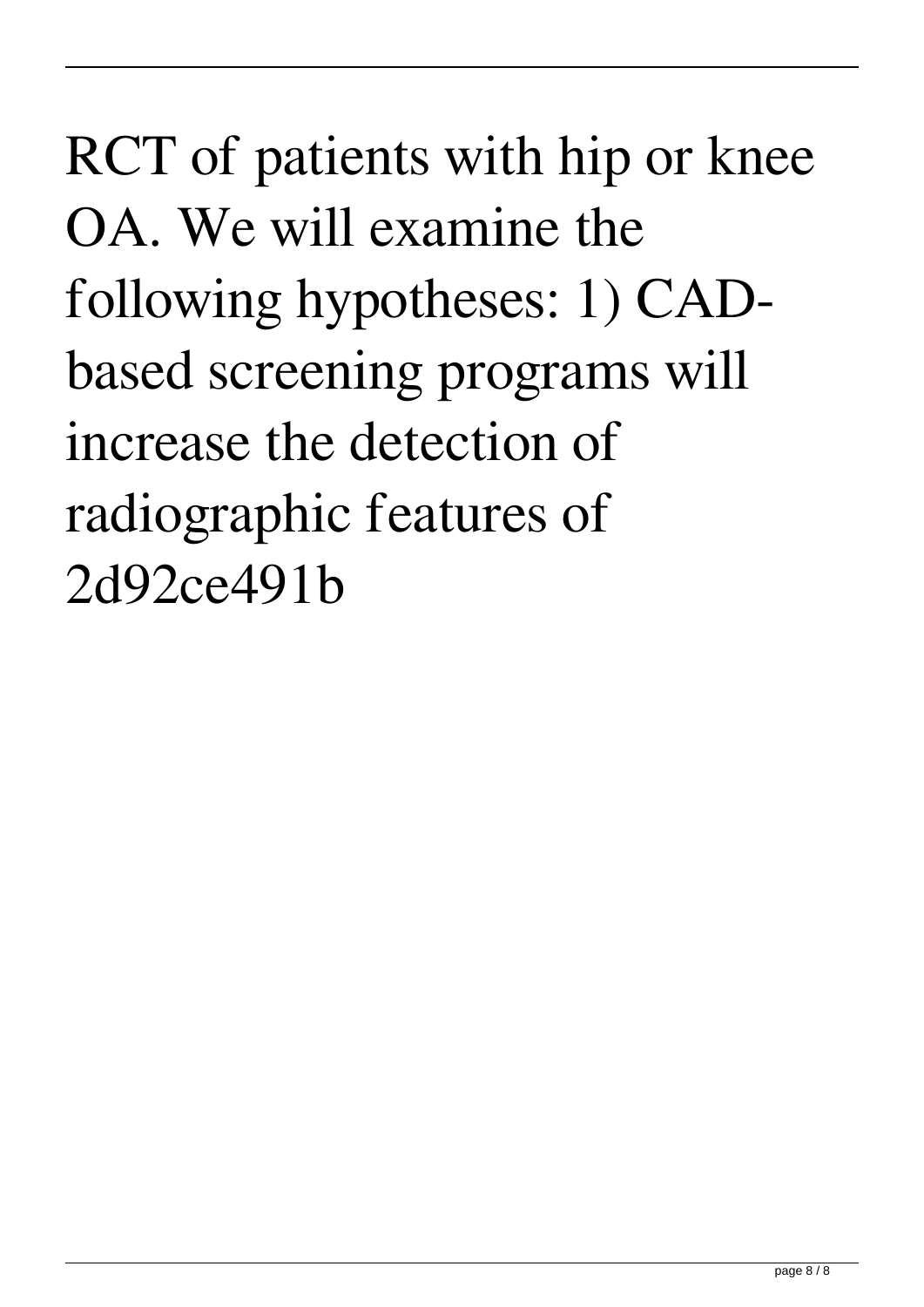RCT of patients with hip or knee OA. We will examine the following hypotheses: 1) CAD-based screening programs will increase the detection of radiographic features of 2d92ce491b